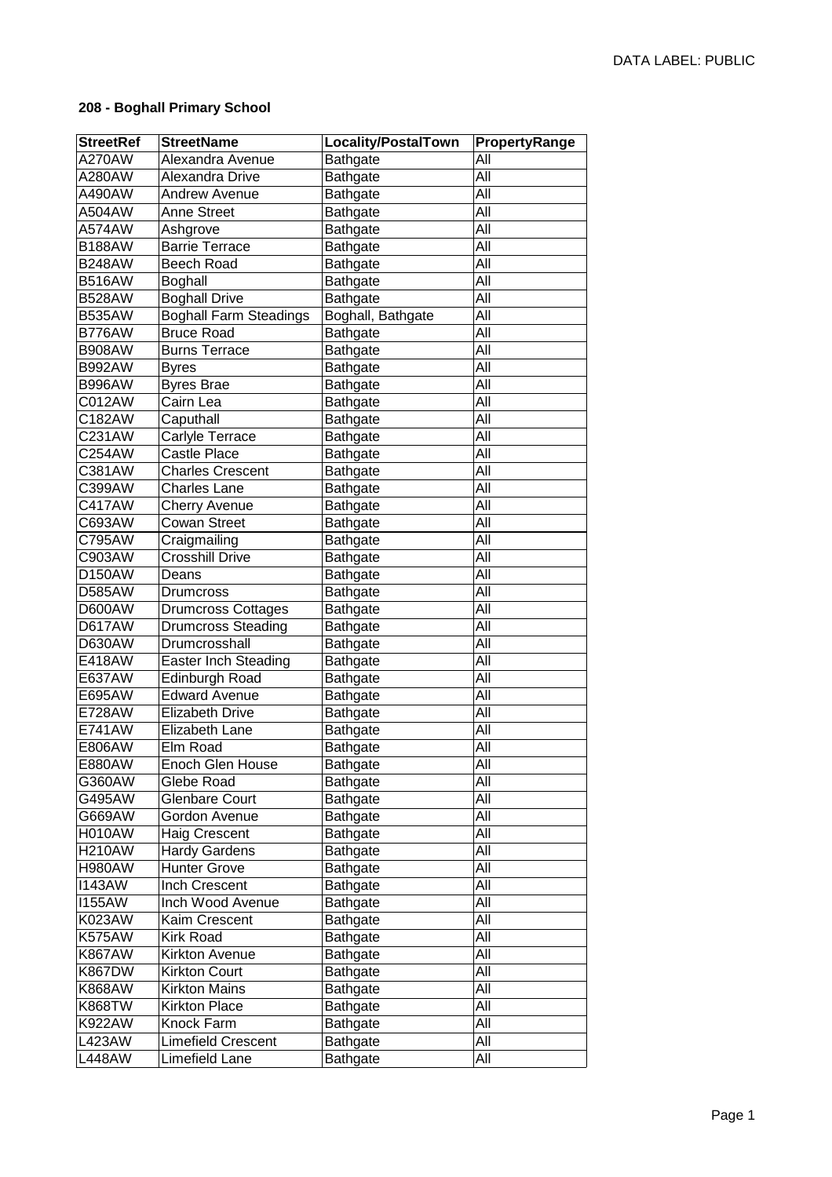DATA LABEL: PUBLIC

**208 - Boghall Primary School**

| StreetRef | StreetName | Locality/PostalTown | PropertyRange |
|---|---|---|---|
| A270AW | Alexandra Avenue | Bathgate | All |
| A280AW | Alexandra Drive | Bathgate | All |
| A490AW | Andrew Avenue | Bathgate | All |
| A504AW | Anne Street | Bathgate | All |
| A574AW | Ashgrove | Bathgate | All |
| B188AW | Barrie Terrace | Bathgate | All |
| B248AW | Beech Road | Bathgate | All |
| B516AW | Boghall | Bathgate | All |
| B528AW | Boghall Drive | Bathgate | All |
| B535AW | Boghall Farm Steadings | Boghall, Bathgate | All |
| B776AW | Bruce Road | Bathgate | All |
| B908AW | Burns Terrace | Bathgate | All |
| B992AW | Byres | Bathgate | All |
| B996AW | Byres Brae | Bathgate | All |
| C012AW | Cairn Lea | Bathgate | All |
| C182AW | Caputhall | Bathgate | All |
| C231AW | Carlyle Terrace | Bathgate | All |
| C254AW | Castle Place | Bathgate | All |
| C381AW | Charles Crescent | Bathgate | All |
| C399AW | Charles Lane | Bathgate | All |
| C417AW | Cherry Avenue | Bathgate | All |
| C693AW | Cowan Street | Bathgate | All |
| C795AW | Craigmailing | Bathgate | All |
| C903AW | Crosshill Drive | Bathgate | All |
| D150AW | Deans | Bathgate | All |
| D585AW | Drumcross | Bathgate | All |
| D600AW | Drumcross Cottages | Bathgate | All |
| D617AW | Drumcross Steading | Bathgate | All |
| D630AW | Drumcrosshall | Bathgate | All |
| E418AW | Easter Inch Steading | Bathgate | All |
| E637AW | Edinburgh Road | Bathgate | All |
| E695AW | Edward Avenue | Bathgate | All |
| E728AW | Elizabeth Drive | Bathgate | All |
| E741AW | Elizabeth Lane | Bathgate | All |
| E806AW | Elm Road | Bathgate | All |
| E880AW | Enoch Glen House | Bathgate | All |
| G360AW | Glebe Road | Bathgate | All |
| G495AW | Glenbare Court | Bathgate | All |
| G669AW | Gordon Avenue | Bathgate | All |
| H010AW | Haig Crescent | Bathgate | All |
| H210AW | Hardy Gardens | Bathgate | All |
| H980AW | Hunter Grove | Bathgate | All |
| I143AW | Inch Crescent | Bathgate | All |
| I155AW | Inch Wood Avenue | Bathgate | All |
| K023AW | Kaim Crescent | Bathgate | All |
| K575AW | Kirk Road | Bathgate | All |
| K867AW | Kirkton Avenue | Bathgate | All |
| K867DW | Kirkton Court | Bathgate | All |
| K868AW | Kirkton Mains | Bathgate | All |
| K868TW | Kirkton Place | Bathgate | All |
| K922AW | Knock Farm | Bathgate | All |
| L423AW | Limefield Crescent | Bathgate | All |
| L448AW | Limefield Lane | Bathgate | All |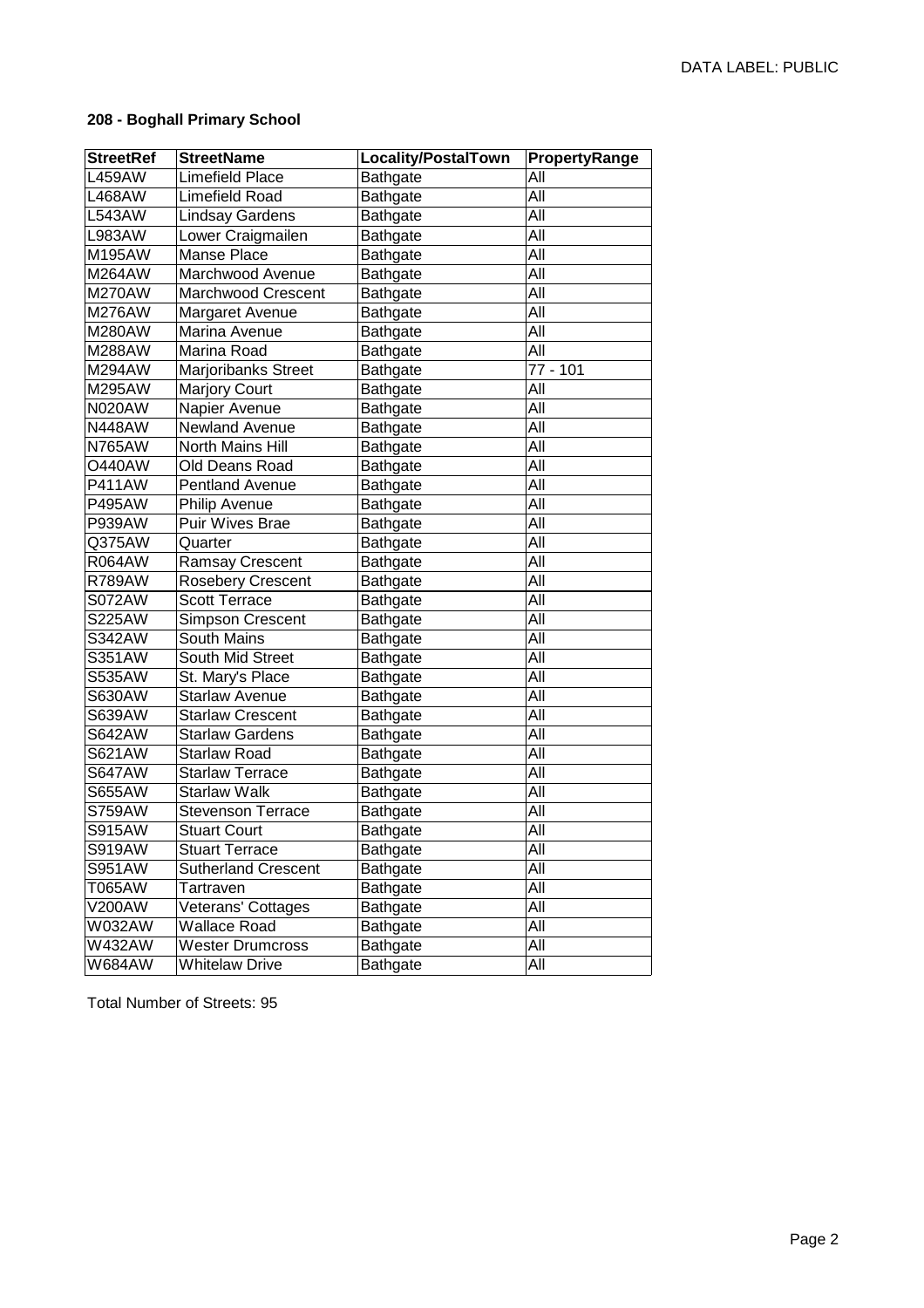**208 - Boghall Primary School**

| StreetRef | StreetName | Locality/PostalTown | PropertyRange |
|---|---|---|---|
| L459AW | Limefield Place | Bathgate | All |
| L468AW | Limefield Road | Bathgate | All |
| L543AW | Lindsay Gardens | Bathgate | All |
| L983AW | Lower Craigmailen | Bathgate | All |
| M195AW | Manse Place | Bathgate | All |
| M264AW | Marchwood Avenue | Bathgate | All |
| M270AW | Marchwood Crescent | Bathgate | All |
| M276AW | Margaret Avenue | Bathgate | All |
| M280AW | Marina Avenue | Bathgate | All |
| M288AW | Marina Road | Bathgate | All |
| M294AW | Marjoribanks Street | Bathgate | 77 - 101 |
| M295AW | Marjory Court | Bathgate | All |
| N020AW | Napier Avenue | Bathgate | All |
| N448AW | Newland Avenue | Bathgate | All |
| N765AW | North Mains Hill | Bathgate | All |
| O440AW | Old Deans Road | Bathgate | All |
| P411AW | Pentland Avenue | Bathgate | All |
| P495AW | Philip Avenue | Bathgate | All |
| P939AW | Puir Wives Brae | Bathgate | All |
| Q375AW | Quarter | Bathgate | All |
| R064AW | Ramsay Crescent | Bathgate | All |
| R789AW | Rosebery Crescent | Bathgate | All |
| S072AW | Scott Terrace | Bathgate | All |
| S225AW | Simpson Crescent | Bathgate | All |
| S342AW | South Mains | Bathgate | All |
| S351AW | South Mid Street | Bathgate | All |
| S535AW | St. Mary's Place | Bathgate | All |
| S630AW | Starlaw Avenue | Bathgate | All |
| S639AW | Starlaw Crescent | Bathgate | All |
| S642AW | Starlaw Gardens | Bathgate | All |
| S621AW | Starlaw Road | Bathgate | All |
| S647AW | Starlaw Terrace | Bathgate | All |
| S655AW | Starlaw Walk | Bathgate | All |
| S759AW | Stevenson Terrace | Bathgate | All |
| S915AW | Stuart Court | Bathgate | All |
| S919AW | Stuart Terrace | Bathgate | All |
| S951AW | Sutherland Crescent | Bathgate | All |
| T065AW | Tartraven | Bathgate | All |
| V200AW | Veterans' Cottages | Bathgate | All |
| W032AW | Wallace Road | Bathgate | All |
| W432AW | Wester Drumcross | Bathgate | All |
| W684AW | Whitelaw Drive | Bathgate | All |

Total Number of Streets: 95